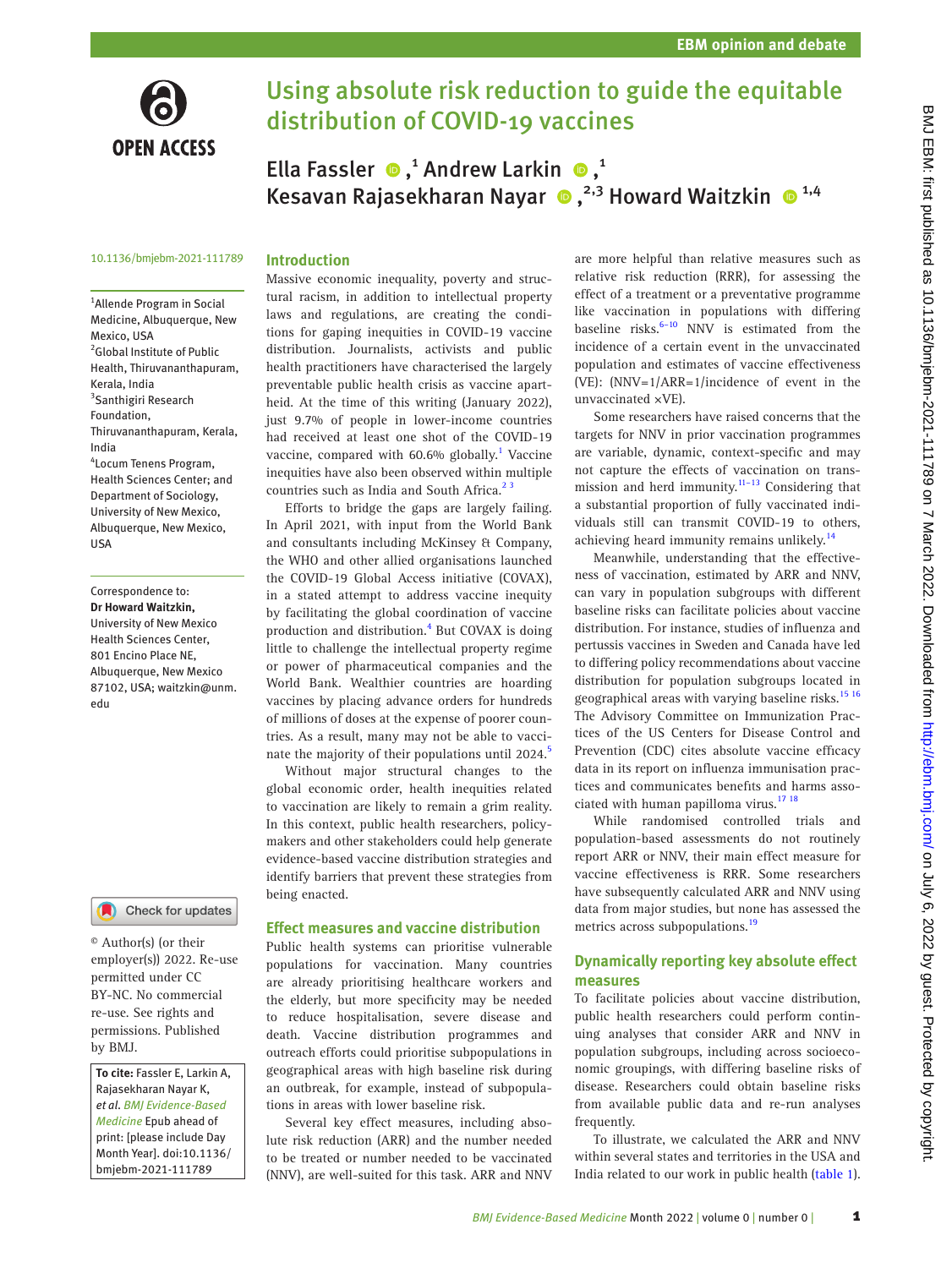# Using absolute risk reduction to guide the equitable distribution of COVID-19 vaccines

Ella Fassler[1], Andrew Larkin[1], Kesavan Rajasekharan Nayar[2,3] Howard Waitzkin[1,4]

10.1136/bmjebm-2021-111789

[1]Allende Program in Social Medicine, Albuquerque, New Mexico, USA
[2]Global Institute of Public Health, Thiruvananthapuram, Kerala, India
[3]Santhigiri Research Foundation, Thiruvananthapuram, Kerala, India
[4]Locum Tenens Program, Health Sciences Center; and Department of Sociology, University of New Mexico, Albuquerque, New Mexico, USA

Correspondence to: **Dr Howard Waitzkin,** University of New Mexico Health Sciences Center, 801 Encino Place NE, Albuquerque, New Mexico 87102, USA; waitzkin@unm.edu

© Author(s) (or their employer(s)) 2022. Re-use permitted under CC BY-NC. No commercial re-use. See rights and permissions. Published by BMJ.

**To cite:** Fassler E, Larkin A, Rajasekharan Nayar K, *et al. BMJ Evidence-Based Medicine* Epub ahead of print: [please include Day Month Year]. doi:10.1136/bmjebm-2021-111789

## Introduction

Massive economic inequality, poverty and structural racism, in addition to intellectual property laws and regulations, are creating the conditions for gaping inequities in COVID-19 vaccine distribution. Journalists, activists and public health practitioners have characterised the largely preventable public health crisis as vaccine apartheid. At the time of this writing (January 2022), just 9.7% of people in lower-income countries had received at least one shot of the COVID-19 vaccine, compared with 60.6% globally.[1] Vaccine inequities have also been observed within multiple countries such as India and South Africa.[2,3]

Efforts to bridge the gaps are largely failing. In April 2021, with input from the World Bank and consultants including McKinsey & Company, the WHO and other allied organisations launched the COVID-19 Global Access initiative (COVAX), in a stated attempt to address vaccine inequity by facilitating the global coordination of vaccine production and distribution.[4] But COVAX is doing little to challenge the intellectual property regime or power of pharmaceutical companies and the World Bank. Wealthier countries are hoarding vaccines by placing advance orders for hundreds of millions of doses at the expense of poorer countries. As a result, many may not be able to vaccinate the majority of their populations until 2024.[5]

Without major structural changes to the global economic order, health inequities related to vaccination are likely to remain a grim reality. In this context, public health researchers, policymakers and other stakeholders could help generate evidence-based vaccine distribution strategies and identify barriers that prevent these strategies from being enacted.

## Effect measures and vaccine distribution

Public health systems can prioritise vulnerable populations for vaccination. Many countries are already prioritising healthcare workers and the elderly, but more specificity may be needed to reduce hospitalisation, severe disease and death. Vaccine distribution programmes and outreach efforts could prioritise subpopulations in geographical areas with high baseline risk during an outbreak, for example, instead of subpopulations in areas with lower baseline risk.

Several key effect measures, including absolute risk reduction (ARR) and the number needed to be treated or number needed to be vaccinated (NNV), are well-suited for this task. ARR and NNV are more helpful than relative measures such as relative risk reduction (RRR), for assessing the effect of a treatment or a preventative programme like vaccination in populations with differing baseline risks.[6–10] NNV is estimated from the incidence of a certain event in the unvaccinated population and estimates of vaccine effectiveness (VE): (NNV=1/ARR=1/incidence of event in the unvaccinated ×VE).

Some researchers have raised concerns that the targets for NNV in prior vaccination programmes are variable, dynamic, context-specific and may not capture the effects of vaccination on transmission and herd immunity.[11–13] Considering that a substantial proportion of fully vaccinated individuals still can transmit COVID-19 to others, achieving heard immunity remains unlikely.[14]

Meanwhile, understanding that the effectiveness of vaccination, estimated by ARR and NNV, can vary in population subgroups with different baseline risks can facilitate policies about vaccine distribution. For instance, studies of influenza and pertussis vaccines in Sweden and Canada have led to differing policy recommendations about vaccine distribution for population subgroups located in geographical areas with varying baseline risks.[15,16] The Advisory Committee on Immunization Practices of the US Centers for Disease Control and Prevention (CDC) cites absolute vaccine efficacy data in its report on influenza immunisation practices and communicates benefits and harms associated with human papilloma virus.[17,18]

While randomised controlled trials and population-based assessments do not routinely report ARR or NNV, their main effect measure for vaccine effectiveness is RRR. Some researchers have subsequently calculated ARR and NNV using data from major studies, but none has assessed the metrics across subpopulations.[19]

## Dynamically reporting key absolute effect measures

To facilitate policies about vaccine distribution, public health researchers could perform continuing analyses that consider ARR and NNV in population subgroups, including across socioeconomic groupings, with differing baseline risks of disease. Researchers could obtain baseline risks from available public data and re-run analyses frequently.

To illustrate, we calculated the ARR and NNV within several states and territories in the USA and India related to our work in public health (table 1).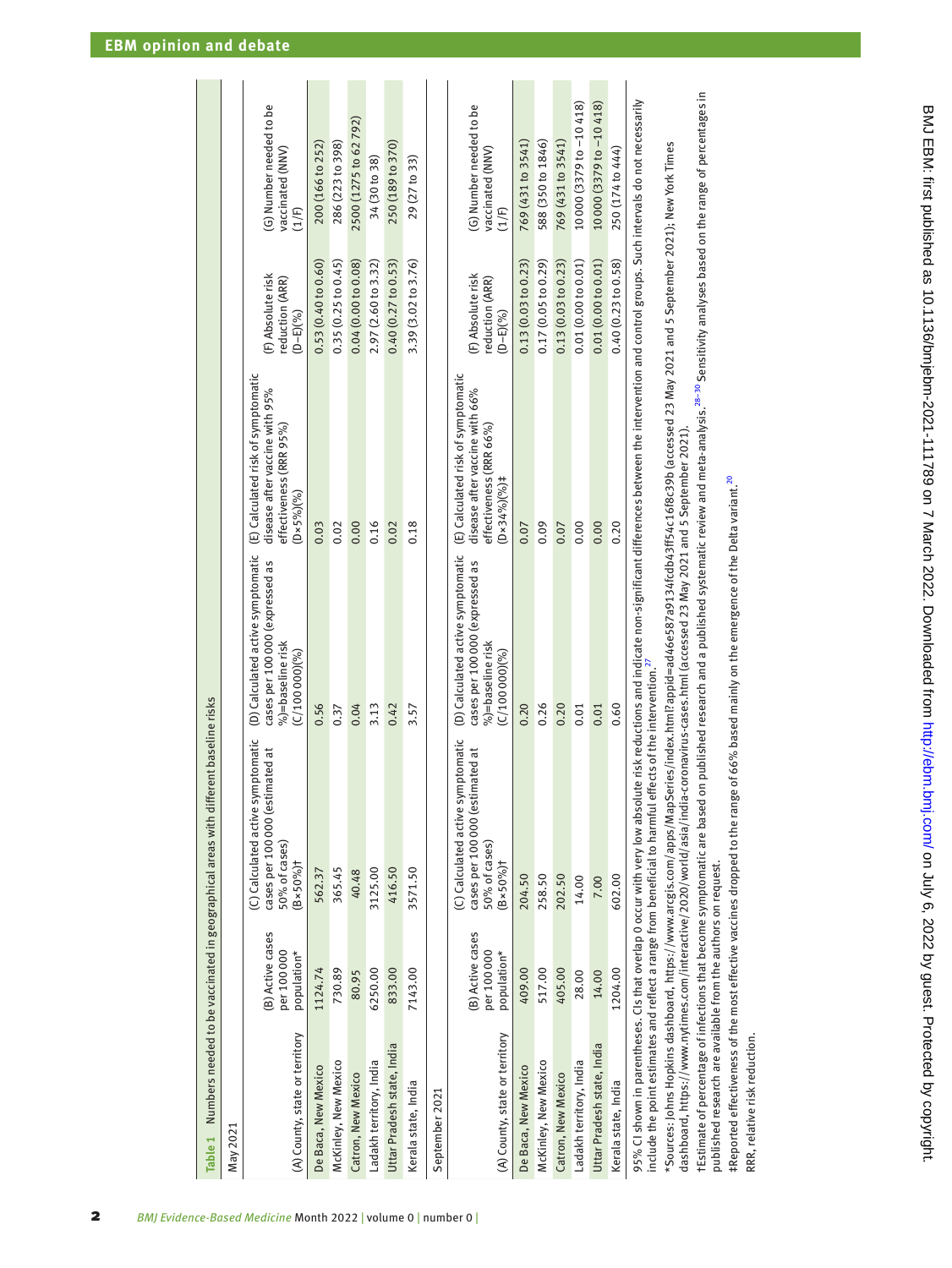**Table 1** Numbers needed to be vaccinated in geographical areas with different baseline risks

**May 2021**

| (A) County, state or territory | (B) Active cases per 100 000 population* | (C) Calculated active symptomatic cases per 100 000 (estimated at 50% of cases) (B×50%)† | (D) Calculated active symptomatic cases per 100 000 (expressed as %)=baseline risk (C/100 000)(%) | (E) Calculated risk of symptomatic disease after vaccine with 95% effectiveness (RRR 95%) (D×5%)(%) | (F) Absolute risk reduction (ARR) (D−E)(%) | (G) Number needed to be vaccinated (NNV) (1/F) |
|---|---|---|---|---|---|---|
| De Baca, New Mexico | 1124.74 | 562.37 | 0.56 | 0.03 | 0.53 (0.40 to 0.60) | 200 (166 to 252) |
| McKinley, New Mexico | 730.89 | 365.45 | 0.37 | 0.02 | 0.35 (0.25 to 0.45) | 286 (223 to 398) |
| Catron, New Mexico | 80.95 | 40.48 | 0.04 | 0.00 | 0.04 (0.00 to 0.08) | 2500 (1275 to 62 792) |
| Ladakh territory, India | 6250.00 | 3125.00 | 3.13 | 0.16 | 2.97 (2.60 to 3.32) | 34 (30 to 38) |
| Uttar Pradesh state, India | 833.00 | 416.50 | 0.42 | 0.02 | 0.40 (0.27 to 0.53) | 250 (189 to 370) |
| Kerala state, India | 7143.00 | 3571.50 | 3.57 | 0.18 | 3.39 (3.02 to 3.76) | 29 (27 to 33) |

**September 2021**

| (A) County, state or territory | (B) Active cases per 100 000 population* | (C) Calculated active symptomatic cases per 100 000 (estimated at 50% of cases) (B×50%)† | (D) Calculated active symptomatic cases per 100 000 (expressed as %)=baseline risk (C/100 000)(%) | (E) Calculated risk of symptomatic disease after vaccine with 66% effectiveness (RRR 66%) (D×34%)(%)‡ | (F) Absolute risk reduction (ARR) (D−E)(%) | (G) Number needed to be vaccinated (NNV) (1/F) |
|---|---|---|---|---|---|---|
| De Baca, New Mexico | 409.00 | 204.50 | 0.20 | 0.07 | 0.13 (0.03 to 0.23) | 769 (431 to 3541) |
| McKinley, New Mexico | 517.00 | 258.50 | 0.26 | 0.09 | 0.17 (0.05 to 0.29) | 588 (350 to 1846) |
| Catron, New Mexico | 405.00 | 202.50 | 0.20 | 0.07 | 0.13 (0.03 to 0.23) | 769 (431 to 3541) |
| Ladakh territory, India | 28.00 | 14.00 | 0.01 | 0.00 | 0.01 (0.00 to 0.01) | 10 000 (3379 to −10 418) |
| Uttar Pradesh state, India | 14.00 | 7.00 | 0.01 | 0.00 | 0.01 (0.00 to 0.01) | 10 000 (3379 to −10 418) |
| Kerala state, India | 1204.00 | 602.00 | 0.60 | 0.20 | 0.40 (0.23 to 0.58) | 250 (174 to 444) |

95% CI shown in parentheses. CIs that overlap 0 occur with very low absolute risk reductions and indicate non-significant differences between the intervention and control groups. Such intervals do not necessarily include the point estimates and reflect a range from beneficial to harmful effects of the intervention.[27]

*Sources: Johns Hopkins dashboard, https://www.arcgis.com/apps/MapSeries/index.html?appid=ad46e587a9134fcdb43ff54c16f8c39b (accessed 23 May 2021 and 5 September 2021); New York Times dashboard, https://www.nytimes.com/interactive/2020/world/asia/india-coronavirus-cases.html (accessed 23 May 2021 and 5 September 2021).

†Estimate of percentage of infections that become symptomatic are based on published research and a published systematic review and meta-analysis.[28–30] Sensitivity analyses based on the range of percentages in published research are available from the authors on request.

‡Reported effectiveness of the most effective vaccines dropped to the range of 66% based mainly on the emergence of the Delta variant.[20]

RRR, relative risk reduction.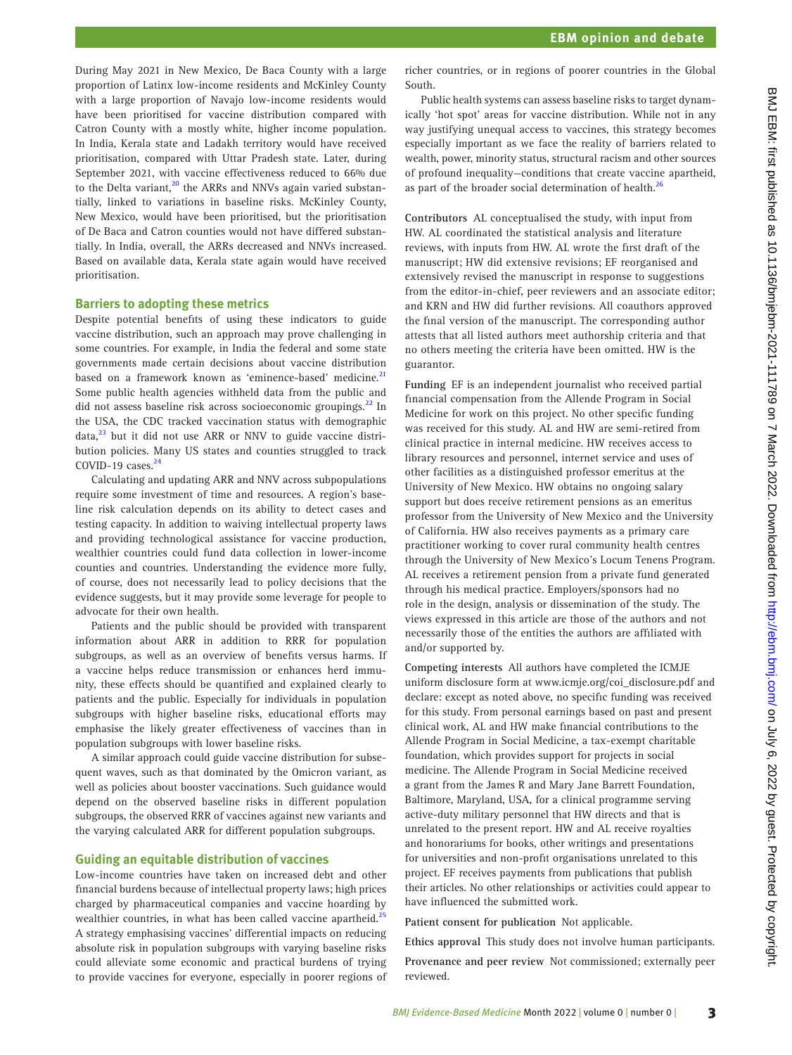During May 2021 in New Mexico, De Baca County with a large proportion of Latinx low-income residents and McKinley County with a large proportion of Navajo low-income residents would have been prioritised for vaccine distribution compared with Catron County with a mostly white, higher income population. In India, Kerala state and Ladakh territory would have received prioritisation, compared with Uttar Pradesh state. Later, during September 2021, with vaccine effectiveness reduced to 66% due to the Delta variant,[20] the ARRs and NNVs again varied substantially, linked to variations in baseline risks. McKinley County, New Mexico, would have been prioritised, but the prioritisation of De Baca and Catron counties would not have differed substantially. In India, overall, the ARRs decreased and NNVs increased. Based on available data, Kerala state again would have received prioritisation.

## Barriers to adopting these metrics

Despite potential benefits of using these indicators to guide vaccine distribution, such an approach may prove challenging in some countries. For example, in India the federal and some state governments made certain decisions about vaccine distribution based on a framework known as 'eminence-based' medicine.[21] Some public health agencies withheld data from the public and did not assess baseline risk across socioeconomic groupings.[22] In the USA, the CDC tracked vaccination status with demographic data,[23] but it did not use ARR or NNV to guide vaccine distribution policies. Many US states and counties struggled to track COVID-19 cases.[24]

Calculating and updating ARR and NNV across subpopulations require some investment of time and resources. A region's baseline risk calculation depends on its ability to detect cases and testing capacity. In addition to waiving intellectual property laws and providing technological assistance for vaccine production, wealthier countries could fund data collection in lower-income counties and countries. Understanding the evidence more fully, of course, does not necessarily lead to policy decisions that the evidence suggests, but it may provide some leverage for people to advocate for their own health.

Patients and the public should be provided with transparent information about ARR in addition to RRR for population subgroups, as well as an overview of benefits versus harms. If a vaccine helps reduce transmission or enhances herd immunity, these effects should be quantified and explained clearly to patients and the public. Especially for individuals in population subgroups with higher baseline risks, educational efforts may emphasise the likely greater effectiveness of vaccines than in population subgroups with lower baseline risks.

A similar approach could guide vaccine distribution for subsequent waves, such as that dominated by the Omicron variant, as well as policies about booster vaccinations. Such guidance would depend on the observed baseline risks in different population subgroups, the observed RRR of vaccines against new variants and the varying calculated ARR for different population subgroups.

## Guiding an equitable distribution of vaccines

Low-income countries have taken on increased debt and other financial burdens because of intellectual property laws; high prices charged by pharmaceutical companies and vaccine hoarding by wealthier countries, in what has been called vaccine apartheid.[25] A strategy emphasising vaccines' differential impacts on reducing absolute risk in population subgroups with varying baseline risks could alleviate some economic and practical burdens of trying to provide vaccines for everyone, especially in poorer regions of richer countries, or in regions of poorer countries in the Global South.

Public health systems can assess baseline risks to target dynamically 'hot spot' areas for vaccine distribution. While not in any way justifying unequal access to vaccines, this strategy becomes especially important as we face the reality of barriers related to wealth, power, minority status, structural racism and other sources of profound inequality—conditions that create vaccine apartheid, as part of the broader social determination of health.[26]

**Contributors** AL conceptualised the study, with input from HW. AL coordinated the statistical analysis and literature reviews, with inputs from HW. AL wrote the first draft of the manuscript; HW did extensive revisions; EF reorganised and extensively revised the manuscript in response to suggestions from the editor-in-chief, peer reviewers and an associate editor; and KRN and HW did further revisions. All coauthors approved the final version of the manuscript. The corresponding author attests that all listed authors meet authorship criteria and that no others meeting the criteria have been omitted. HW is the guarantor.

**Funding** EF is an independent journalist who received partial financial compensation from the Allende Program in Social Medicine for work on this project. No other specific funding was received for this study. AL and HW are semi-retired from clinical practice in internal medicine. HW receives access to library resources and personnel, internet service and uses of other facilities as a distinguished professor emeritus at the University of New Mexico. HW obtains no ongoing salary support but does receive retirement pensions as an emeritus professor from the University of New Mexico and the University of California. HW also receives payments as a primary care practitioner working to cover rural community health centres through the University of New Mexico's Locum Tenens Program. AL receives a retirement pension from a private fund generated through his medical practice. Employers/sponsors had no role in the design, analysis or dissemination of the study. The views expressed in this article are those of the authors and not necessarily those of the entities the authors are affiliated with and/or supported by.

**Competing interests** All authors have completed the ICMJE uniform disclosure form at www.icmje.org/coi_disclosure.pdf and declare: except as noted above, no specific funding was received for this study. From personal earnings based on past and present clinical work, AL and HW make financial contributions to the Allende Program in Social Medicine, a tax-exempt charitable foundation, which provides support for projects in social medicine. The Allende Program in Social Medicine received a grant from the James R and Mary Jane Barrett Foundation, Baltimore, Maryland, USA, for a clinical programme serving active-duty military personnel that HW directs and that is unrelated to the present report. HW and AL receive royalties and honorariums for books, other writings and presentations for universities and non-profit organisations unrelated to this project. EF receives payments from publications that publish their articles. No other relationships or activities could appear to have influenced the submitted work.

**Patient consent for publication** Not applicable.

**Ethics approval** This study does not involve human participants.

**Provenance and peer review** Not commissioned; externally peer reviewed.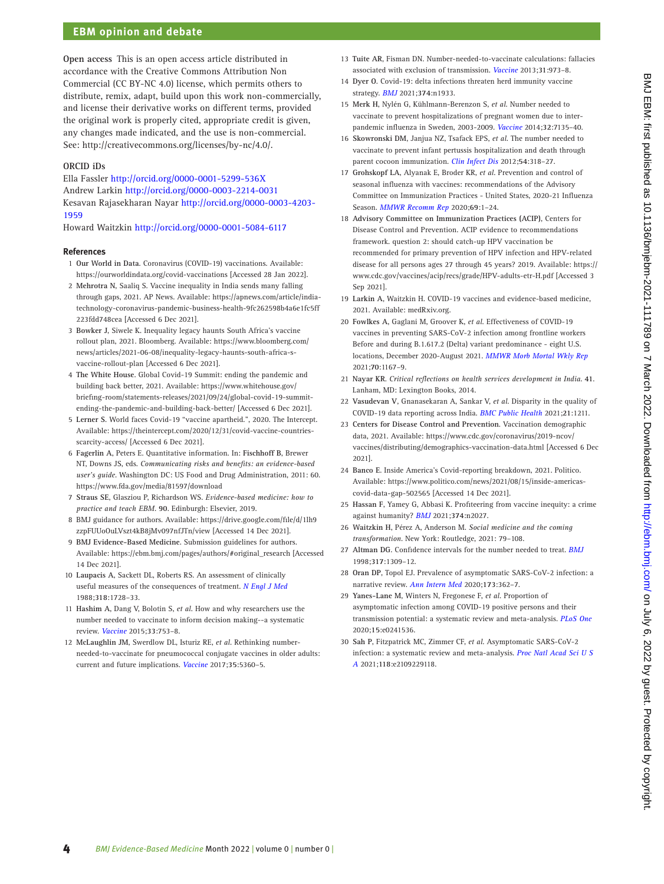**Open access** This is an open access article distributed in accordance with the Creative Commons Attribution Non Commercial (CC BY-NC 4.0) license, which permits others to distribute, remix, adapt, build upon this work non-commercially, and license their derivative works on different terms, provided the original work is properly cited, appropriate credit is given, any changes made indicated, and the use is non-commercial. See: http://creativecommons.org/licenses/by-nc/4.0/.

### ORCID iDs

Ella Fassler http://orcid.org/0000-0001-5299-536X
Andrew Larkin http://orcid.org/0000-0003-2214-0031
Kesavan Rajasekharan Nayar http://orcid.org/0000-0003-4203-1959
Howard Waitzkin http://orcid.org/0000-0001-5084-6117

## References

1. **Our World in Data**. Coronavirus (COVID-19) vaccinations. Available: https://ourworldindata.org/covid-vaccinations [Accessed 28 Jan 2022].
2. **Mehrotra N**, Saaliq S. Vaccine inequality in India sends many falling through gaps, 2021. AP News. Available: https://apnews.com/article/india-technology-coronavirus-pandemic-business-health-9fc262598b4a6e1fc5ff223fdd748cea [Accessed 6 Dec 2021].
3. **Bowker J**, Siwele K. Inequality legacy haunts South Africa's vaccine rollout plan, 2021. Bloomberg. Available: https://www.bloomberg.com/news/articles/2021-06-08/inequality-legacy-haunts-south-africa-s-vaccine-rollout-plan [Accessed 6 Dec 2021].
4. **The White House**. Global Covid-19 Summit: ending the pandemic and building back better, 2021. Available: https://www.whitehouse.gov/briefing-room/statements-releases/2021/09/24/global-covid-19-summit-ending-the-pandemic-and-building-back-better/ [Accessed 6 Dec 2021].
5. **Lerner S**. World faces Covid-19 "vaccine apartheid.", 2020. The Intercept. Available: https://theintercept.com/2020/12/31/covid-vaccine-countries-scarcity-access/ [Accessed 6 Dec 2021].
6. **Fagerlin A**, Peters E. Quantitative information. In: **Fischhoff B**, Brewer NT, Downs JS, eds. *Communicating risks and benefits: an evidence-based user's guide*. Washington DC: US Food and Drug Administration, 2011: 60. https://www.fda.gov/media/81597/download
7. **Straus SE**, Glasziou P, Richardson WS. *Evidence-based medicine: how to practice and teach EBM*. **90**. Edinburgh: Elsevier, 2019.
8. BMJ guidance for authors. Available: https://drive.google.com/file/d/1lh9zzpFUUoOuLVszt4kB8jMv097nfJTn/view [Accessed 14 Dec 2021].
9. **BMJ Evidence-Based Medicine**. Submission guidelines for authors. Available: https://ebm.bmj.com/pages/authors/#original_research [Accessed 14 Dec 2021].
10. **Laupacis A**, Sackett DL, Roberts RS. An assessment of clinically useful measures of the consequences of treatment. *N Engl J Med* 1988;**318**:1728–33.
11. **Hashim A**, Dang V, Bolotin S, *et al*. How and why researchers use the number needed to vaccinate to inform decision making--a systematic review. *Vaccine* 2015;**33**:753–8.
12. **McLaughlin JM**, Swerdlow DL, Isturiz RE, *et al*. Rethinking number-needed-to-vaccinate for pneumococcal conjugate vaccines in older adults: current and future implications. *Vaccine* 2017;**35**:5360–5.
13. **Tuite AR**, Fisman DN. Number-needed-to-vaccinate calculations: fallacies associated with exclusion of transmission. *Vaccine* 2013;**31**:973–8.
14. **Dyer O**. Covid-19: delta infections threaten herd immunity vaccine strategy. *BMJ* 2021;**374**:n1933.
15. **Merk H**, Nylén G, Kühlmann-Berenzon S, *et al*. Number needed to vaccinate to prevent hospitalizations of pregnant women due to inter-pandemic influenza in Sweden, 2003-2009. *Vaccine* 2014;**32**:7135–40.
16. **Skowronski DM**, Janjua NZ, Tsafack EPS, *et al*. The number needed to vaccinate to prevent infant pertussis hospitalization and death through parent cocoon immunization. *Clin Infect Dis* 2012;**54**:318–27.
17. **Grohskopf LA**, Alyanak E, Broder KR, *et al*. Prevention and control of seasonal influenza with vaccines: recommendations of the Advisory Committee on Immunization Practices - United States, 2020-21 Influenza Season. *MMWR Recomm Rep* 2020;**69**:1–24.
18. **Advisory Committee on Immunization Practices (ACIP)**, Centers for Disease Control and Prevention. ACIP evidence to recommendations framework. question 2: should catch-up HPV vaccination be recommended for primary prevention of HPV infection and HPV-related disease for all persons ages 27 through 45 years? 2019. Available: https://www.cdc.gov/vaccines/acip/recs/grade/HPV-adults-etr-H.pdf [Accessed 3 Sep 2021].
19. **Larkin A**, Waitzkin H. COVID-19 vaccines and evidence-based medicine, 2021. Available: medRxiv.org.
20. **Fowlkes A**, Gaglani M, Groover K, *et al*. Effectiveness of COVID-19 vaccines in preventing SARS-CoV-2 infection among frontline workers Before and during B.1.617.2 (Delta) variant predominance - eight U.S. locations, December 2020-August 2021. *MMWR Morb Mortal Wkly Rep* 2021;**70**:1167–9.
21. **Nayar KR**. *Critical reflections on health services development in India*. **41**. Lanham, MD: Lexington Books, 2014.
22. **Vasudevan V**, Gnanasekaran A, Sankar V, *et al*. Disparity in the quality of COVID-19 data reporting across India. *BMC Public Health* 2021;**21**:1211.
23. **Centers for Disease Control and Prevention**. Vaccination demographic data, 2021. Available: https://www.cdc.gov/coronavirus/2019-ncov/vaccines/distributing/demographics-vaccination-data.html [Accessed 6 Dec 2021].
24. **Banco E**. Inside America's Covid-reporting breakdown, 2021. Politico. Available: https://www.politico.com/news/2021/08/15/inside-americas-covid-data-gap-502565 [Accessed 14 Dec 2021].
25. **Hassan F**, Yamey G, Abbasi K. Profiteering from vaccine inequity: a crime against humanity? *BMJ* 2021;**374**:n2027.
26. **Waitzkin H**, Pérez A, Anderson M. *Social medicine and the coming transformation*. New York: Routledge, 2021: 79–108.
27. **Altman DG**. Confidence intervals for the number needed to treat. *BMJ* 1998;**317**:1309–12.
28. **Oran DP**, Topol EJ. Prevalence of asymptomatic SARS-CoV-2 infection: a narrative review. *Ann Intern Med* 2020;**173**:362–7.
29. **Yanes-Lane M**, Winters N, Fregonese F, *et al*. Proportion of asymptomatic infection among COVID-19 positive persons and their transmission potential: a systematic review and meta-analysis. *PLoS One* 2020;**15**:e0241536.
30. **Sah P**, Fitzpatrick MC, Zimmer CF, *et al*. Asymptomatic SARS-CoV-2 infection: a systematic review and meta-analysis. *Proc Natl Acad Sci U S A* 2021;**118**:e2109229118.